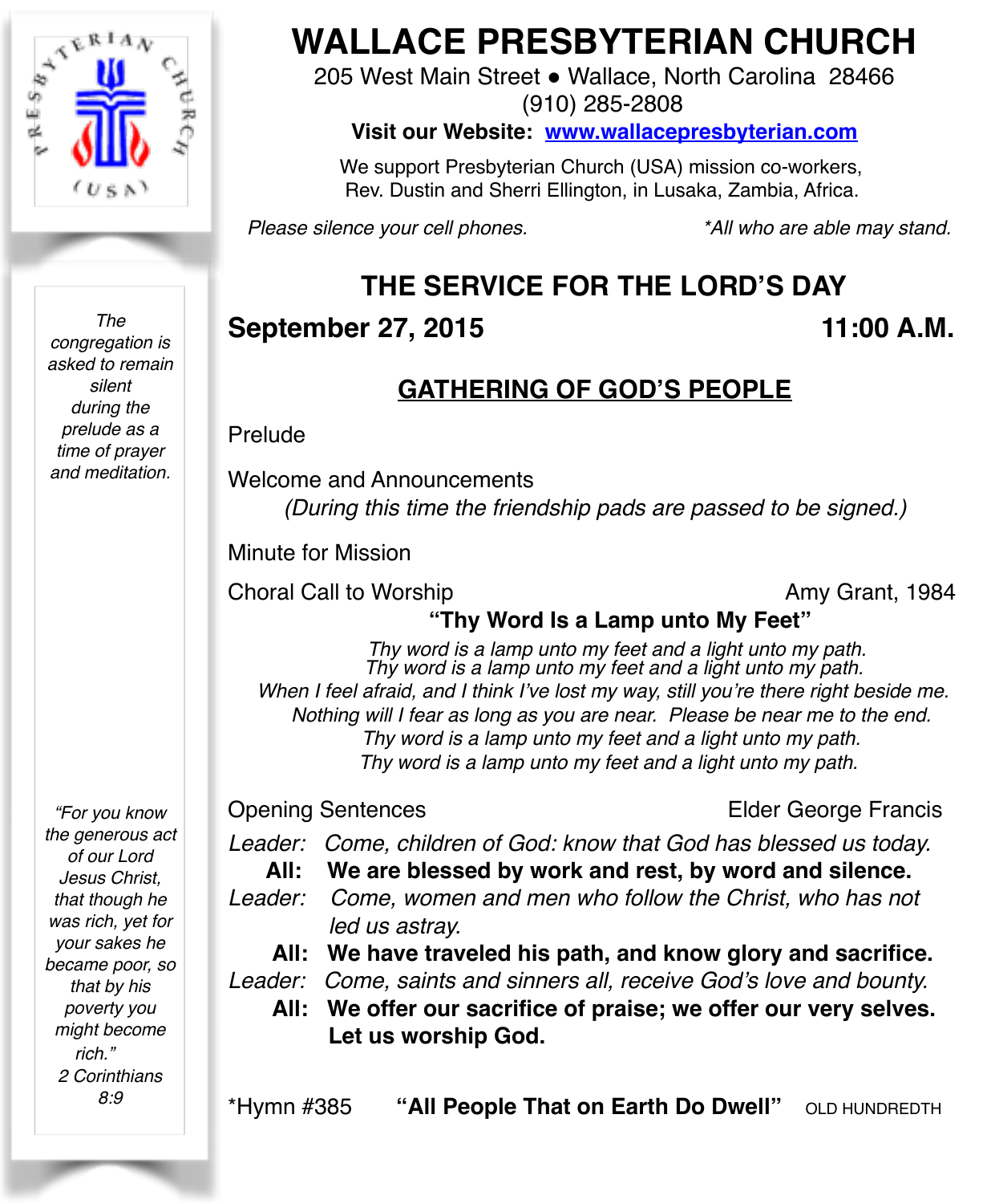# WALLACE PRESBYTERIAN CHURCH

205 West Main Street ● Wallace, North Carolina 28466
(910) 285-2808

**Visit our Website: www.wallacepresbyterian.com**

We support Presbyterian Church (USA) mission co-workers, Rev. Dustin and Sherri Ellington, in Lusaka, Zambia, Africa.

*Please silence your cell phones.* *\*All who are able may stand.*

*The congregation is asked to remain silent during the prelude as a time of prayer and meditation.*

*"For you know the generous act of our Lord Jesus Christ, that though he was rich, yet for your sakes he became poor, so that by his poverty you might become rich." 2 Corinthians 8:9*

## THE SERVICE FOR THE LORD'S DAY

**September 27, 2015** **11:00 A.M.**

## GATHERING OF GOD'S PEOPLE

Prelude

Welcome and Announcements
*(During this time the friendship pads are passed to be signed.)*

Minute for Mission

Choral Call to Worship Amy Grant, 1984

**"Thy Word Is a Lamp unto My Feet"**

*Thy word is a lamp unto my feet and a light unto my path.*
*Thy word is a lamp unto my feet and a light unto my path.*
*When I feel afraid, and I think I've lost my way, still you're there right beside me.*
*Nothing will I fear as long as you are near. Please be near me to the end.*
*Thy word is a lamp unto my feet and a light unto my path.*
*Thy word is a lamp unto my feet and a light unto my path.*

Opening Sentences Elder George Francis

*Leader: Come, children of God: know that God has blessed us today.*
**All: We are blessed by work and rest, by word and silence.**
*Leader: Come, women and men who follow the Christ, who has not led us astray.*
**All: We have traveled his path, and know glory and sacrifice.**
*Leader: Come, saints and sinners all, receive God's love and bounty.*
**All: We offer our sacrifice of praise; we offer our very selves. Let us worship God.**

\*Hymn #385 **"All People That on Earth Do Dwell"** OLD HUNDREDTH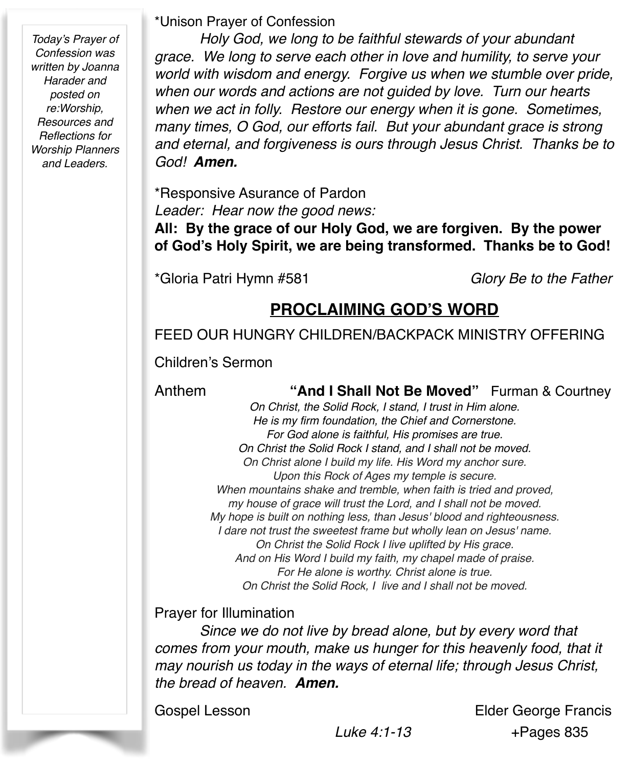*Today's Prayer of Confession was written by Joanna Harader and posted on re:Worship, Resources and Reflections for Worship Planners and Leaders.*

*Unison Prayer of Confession

*Holy God, we long to be faithful stewards of your abundant grace. We long to serve each other in love and humility, to serve your world with wisdom and energy. Forgive us when we stumble over pride, when our words and actions are not guided by love. Turn our hearts when we act in folly. Restore our energy when it is gone. Sometimes, many times, O God, our efforts fail. But your abundant grace is strong and eternal, and forgiveness is ours through Jesus Christ. Thanks be to God!* ***Amen.***

*Responsive Asurance of Pardon

*Leader: Hear now the good news:*

**All: By the grace of our Holy God, we are forgiven. By the power of God's Holy Spirit, we are being transformed. Thanks be to God!**

*Gloria Patri Hymn #581 — *Glory Be to the Father*

## PROCLAIMING GOD'S WORD

FEED OUR HUNGRY CHILDREN/BACKPACK MINISTRY OFFERING

Children's Sermon

Anthem **"And I Shall Not Be Moved"** Furman & Courtney

*On Christ, the Solid Rock, I stand, I trust in Him alone.*
*He is my firm foundation, the Chief and Cornerstone.*
*For God alone is faithful, His promises are true.*
*On Christ the Solid Rock I stand, and I shall not be moved.*
*On Christ alone I build my life. His Word my anchor sure.*
*Upon this Rock of Ages my temple is secure.*
*When mountains shake and tremble, when faith is tried and proved,*
*my house of grace will trust the Lord, and I shall not be moved.*
*My hope is built on nothing less, than Jesus' blood and righteousness.*
*I dare not trust the sweetest frame but wholly lean on Jesus' name.*
*On Christ the Solid Rock I live uplifted by His grace.*
*And on His Word I build my faith, my chapel made of praise.*
*For He alone is worthy. Christ alone is true.*
*On Christ the Solid Rock, I live and I shall not be moved.*

Prayer for Illumination

*Since we do not live by bread alone, but by every word that comes from your mouth, make us hunger for this heavenly food, that it may nourish us today in the ways of eternal life; through Jesus Christ, the bread of heaven.* ***Amen.***

Gospel Lesson — Elder George Francis

*Luke 4:1-13* +Pages 835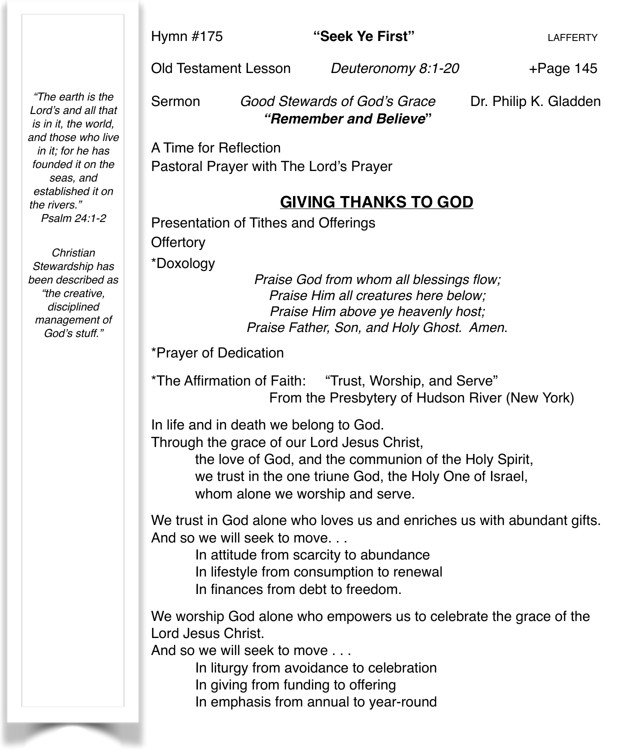Hymn #175 **"Seek Ye First"** LAFFERTY

Old Testament Lesson *Deuteronomy 8:1-20* +Page 145

Sermon *Good Stewards of God's Grace* Dr. Philip K. Gladden
***"Remember and Believe"***

A Time for Reflection
Pastoral Prayer with The Lord's Prayer

## GIVING THANKS TO GOD

Presentation of Tithes and Offerings

Offertory

*Doxology

*Praise God from whom all blessings flow;*
*Praise Him all creatures here below;*
*Praise Him above ye heavenly host;*
*Praise Father, Son, and Holy Ghost. Amen.*

*Prayer of Dedication

*The Affirmation of Faith: "Trust, Worship, and Serve"
From the Presbytery of Hudson River (New York)

In life and in death we belong to God.
Through the grace of our Lord Jesus Christ,
the love of God, and the communion of the Holy Spirit,
we trust in the one triune God, the Holy One of Israel,
whom alone we worship and serve.

We trust in God alone who loves us and enriches us with abundant gifts.
And so we will seek to move. . .
In attitude from scarcity to abundance
In lifestyle from consumption to renewal
In finances from debt to freedom.

We worship God alone who empowers us to celebrate the grace of the Lord Jesus Christ.
And so we will seek to move . . .
In liturgy from avoidance to celebration
In giving from funding to offering
In emphasis from annual to year-round

*"The earth is the Lord's and all that is in it, the world, and those who live in it; for he has founded it on the seas, and established it on the rivers."*
*Psalm 24:1-2*

*Christian Stewardship has been described as "the creative, disciplined management of God's stuff."*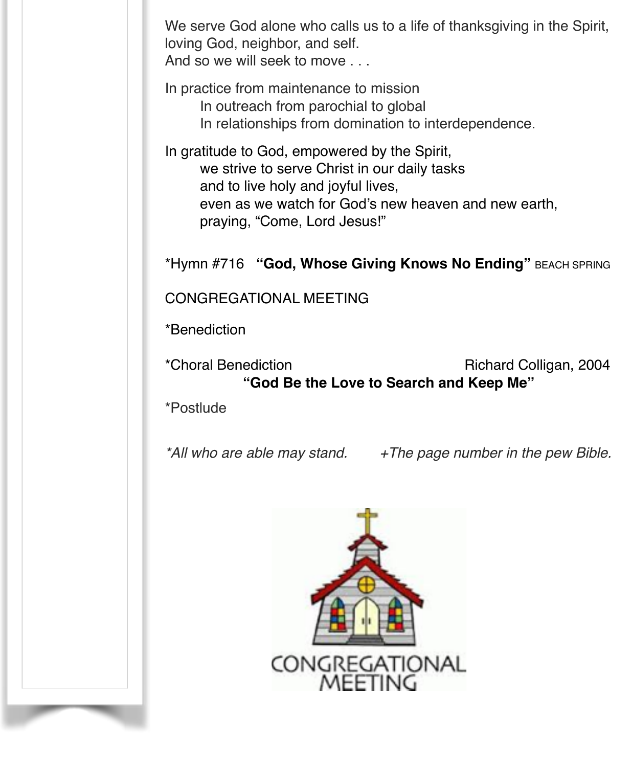We serve God alone who calls us to a life of thanksgiving in the Spirit,
loving God, neighbor, and self.
And so we will seek to move . . .

In practice from maintenance to mission
    In outreach from parochial to global
    In relationships from domination to interdependence.

In gratitude to God, empowered by the Spirit,
    we strive to serve Christ in our daily tasks
    and to live holy and joyful lives,
    even as we watch for God's new heaven and new earth,
    praying, "Come, Lord Jesus!"

*Hymn #716 **"God, Whose Giving Knows No Ending"** BEACH SPRING

CONGREGATIONAL MEETING

*Benediction

*Choral Benediction Richard Colligan, 2004
**"God Be the Love to Search and Keep Me"**

*Postlude

*\*All who are able may stand.* *+The page number in the pew Bible.*

CONGREGATIONAL MEETING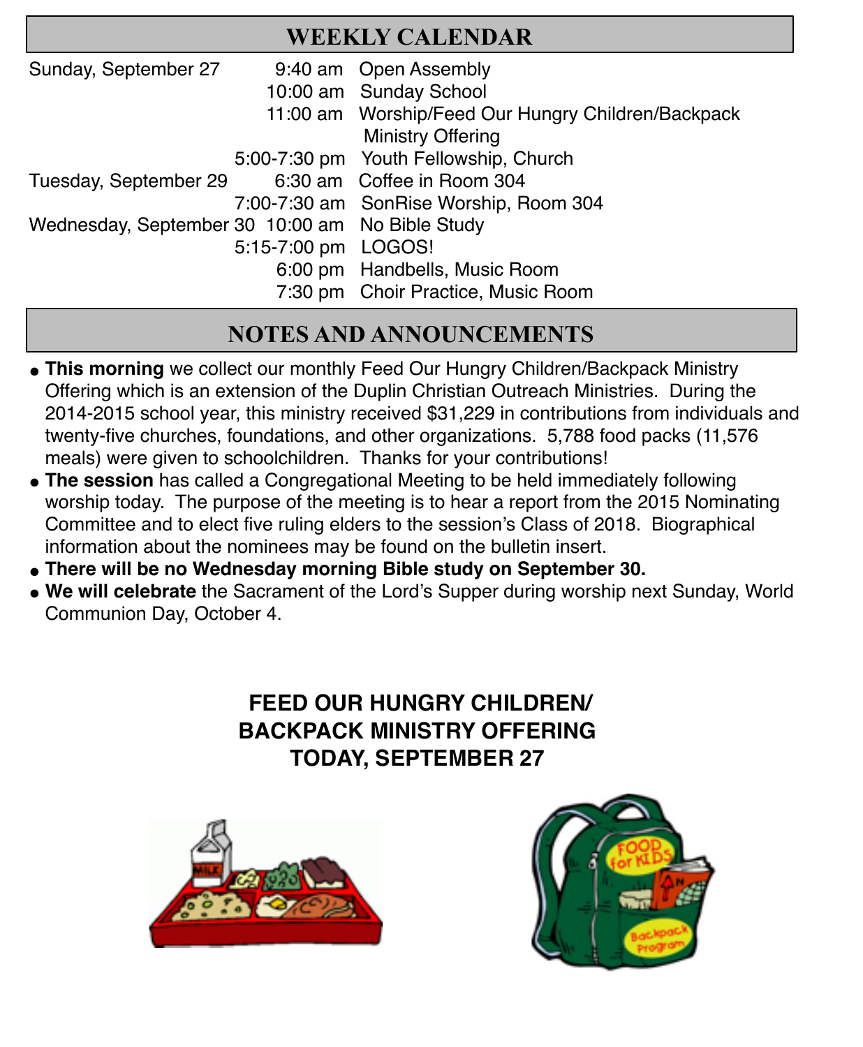## WEEKLY CALENDAR

| | | |
|---|---|---|
| Sunday, September 27 | 9:40 am | Open Assembly |
| | 10:00 am | Sunday School |
| | 11:00 am | Worship/Feed Our Hungry Children/Backpack Ministry Offering |
| | 5:00-7:30 pm | Youth Fellowship, Church |
| Tuesday, September 29 | 6:30 am | Coffee in Room 304 |
| | 7:00-7:30 am | SonRise Worship, Room 304 |
| Wednesday, September 30 | 10:00 am | No Bible Study |
| | 5:15-7:00 pm | LOGOS! |
| | 6:00 pm | Handbells, Music Room |
| | 7:30 pm | Choir Practice, Music Room |

## NOTES AND ANNOUNCEMENTS

- **This morning** we collect our monthly Feed Our Hungry Children/Backpack Ministry Offering which is an extension of the Duplin Christian Outreach Ministries. During the 2014-2015 school year, this ministry received $31,229 in contributions from individuals and twenty-five churches, foundations, and other organizations. 5,788 food packs (11,576 meals) were given to schoolchildren. Thanks for your contributions!
- **The session** has called a Congregational Meeting to be held immediately following worship today. The purpose of the meeting is to hear a report from the 2015 Nominating Committee and to elect five ruling elders to the session's Class of 2018. Biographical information about the nominees may be found on the bulletin insert.
- **There will be no Wednesday morning Bible study on September 30.**
- **We will celebrate** the Sacrament of the Lord's Supper during worship next Sunday, World Communion Day, October 4.

### FEED OUR HUNGRY CHILDREN/ BACKPACK MINISTRY OFFERING TODAY, SEPTEMBER 27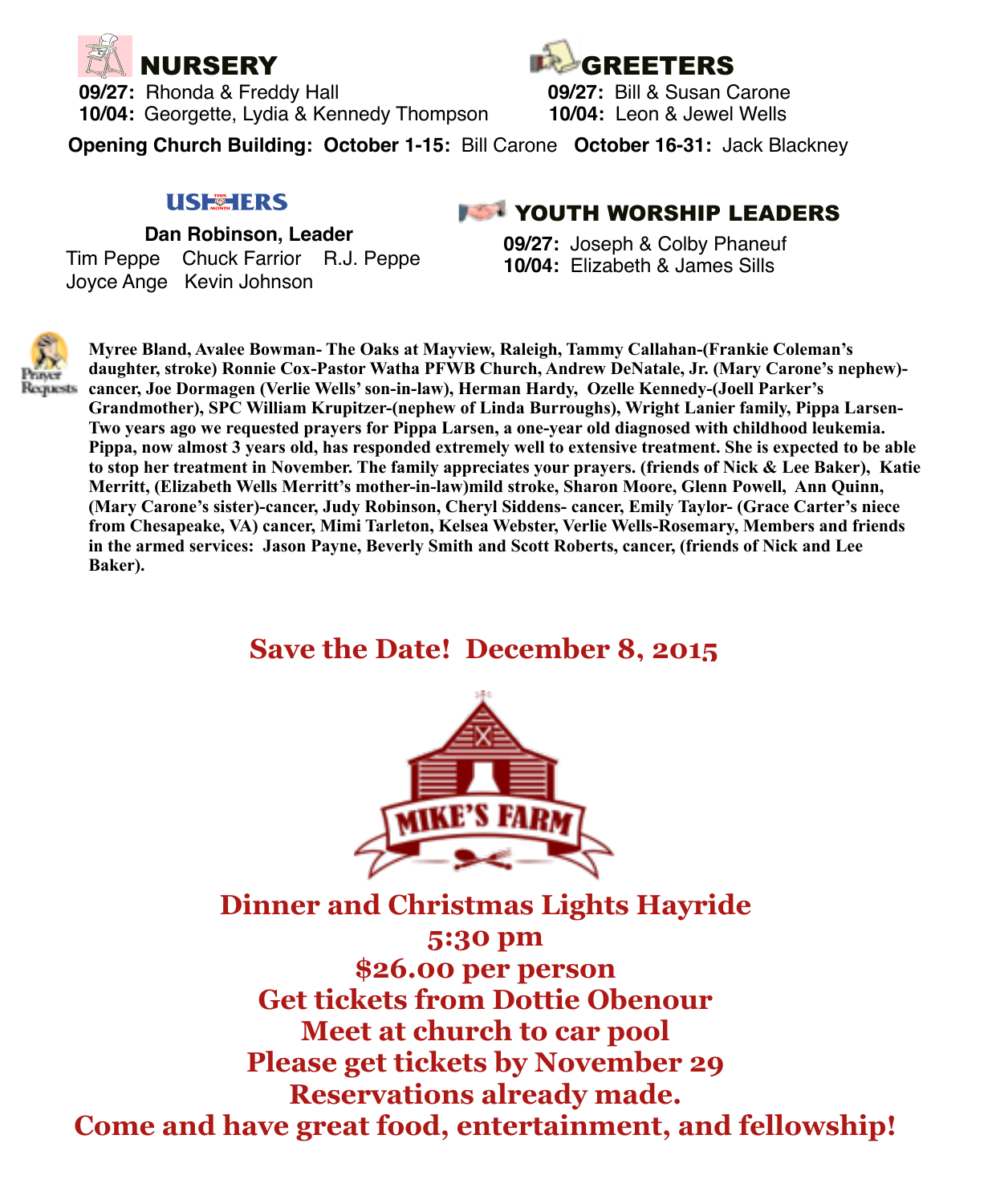## NURSERY

**09/27:** Rhonda & Freddy Hall
**10/04:** Georgette, Lydia & Kennedy Thompson

## GREETERS

**09/27:** Bill & Susan Carone
**10/04:** Leon & Jewel Wells

**Opening Church Building: October 1-15:** Bill Carone **October 16-31:** Jack Blackney

## USHERS

**Dan Robinson, Leader**

Tim Peppe Chuck Farrior R.J. Peppe
Joyce Ange Kevin Johnson

## YOUTH WORSHIP LEADERS

**09/27:** Joseph & Colby Phaneuf
**10/04:** Elizabeth & James Sills

## Prayer Requests

**Myree Bland, Avalee Bowman- The Oaks at Mayview, Raleigh, Tammy Callahan-(Frankie Coleman's daughter, stroke) Ronnie Cox-Pastor Watha PFWB Church, Andrew DeNatale, Jr. (Mary Carone's nephew)-cancer, Joe Dormagen (Verlie Wells' son-in-law), Herman Hardy, Ozelle Kennedy-(Joell Parker's Grandmother), SPC William Krupitzer-(nephew of Linda Burroughs), Wright Lanier family, Pippa Larsen-Two years ago we requested prayers for Pippa Larsen, a one-year old diagnosed with childhood leukemia. Pippa, now almost 3 years old, has responded extremely well to extensive treatment. She is expected to be able to stop her treatment in November. The family appreciates your prayers. (friends of Nick & Lee Baker), Katie Merritt, (Elizabeth Wells Merritt's mother-in-law)mild stroke, Sharon Moore, Glenn Powell, Ann Quinn, (Mary Carone's sister)-cancer, Judy Robinson, Cheryl Siddens- cancer, Emily Taylor- (Grace Carter's niece from Chesapeake, VA) cancer, Mimi Tarleton, Kelsea Webster, Verlie Wells-Rosemary, Members and friends in the armed services: Jason Payne, Beverly Smith and Scott Roberts, cancer, (friends of Nick and Lee Baker).**

## Save the Date! December 8, 2015

MIKE'S FARM

**Dinner and Christmas Lights Hayride**
**5:30 pm**
**$26.00 per person**
**Get tickets from Dottie Obenour**
**Meet at church to car pool**
**Please get tickets by November 29**
**Reservations already made.**
**Come and have great food, entertainment, and fellowship!**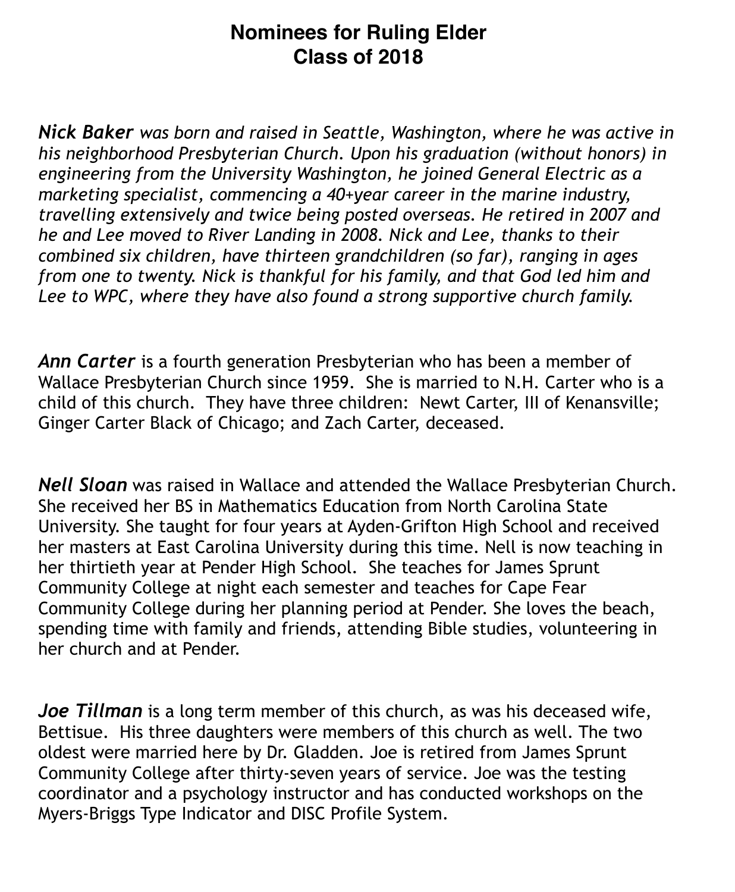# Nominees for Ruling Elder
## Class of 2018

***Nick Baker** was born and raised in Seattle, Washington, where he was active in his neighborhood Presbyterian Church. Upon his graduation (without honors) in engineering from the University Washington, he joined General Electric as a marketing specialist, commencing a 40+year career in the marine industry, travelling extensively and twice being posted overseas. He retired in 2007 and he and Lee moved to River Landing in 2008. Nick and Lee, thanks to their combined six children, have thirteen grandchildren (so far), ranging in ages from one to twenty. Nick is thankful for his family, and that God led him and Lee to WPC, where they have also found a strong supportive church family.*

***Ann Carter*** is a fourth generation Presbyterian who has been a member of Wallace Presbyterian Church since 1959. She is married to N.H. Carter who is a child of this church. They have three children: Newt Carter, III of Kenansville; Ginger Carter Black of Chicago; and Zach Carter, deceased.

***Nell Sloan*** was raised in Wallace and attended the Wallace Presbyterian Church. She received her BS in Mathematics Education from North Carolina State University. She taught for four years at Ayden-Grifton High School and received her masters at East Carolina University during this time. Nell is now teaching in her thirtieth year at Pender High School. She teaches for James Sprunt Community College at night each semester and teaches for Cape Fear Community College during her planning period at Pender. She loves the beach, spending time with family and friends, attending Bible studies, volunteering in her church and at Pender.

***Joe Tillman*** is a long term member of this church, as was his deceased wife, Bettisue. His three daughters were members of this church as well. The two oldest were married here by Dr. Gladden. Joe is retired from James Sprunt Community College after thirty-seven years of service. Joe was the testing coordinator and a psychology instructor and has conducted workshops on the Myers-Briggs Type Indicator and DISC Profile System.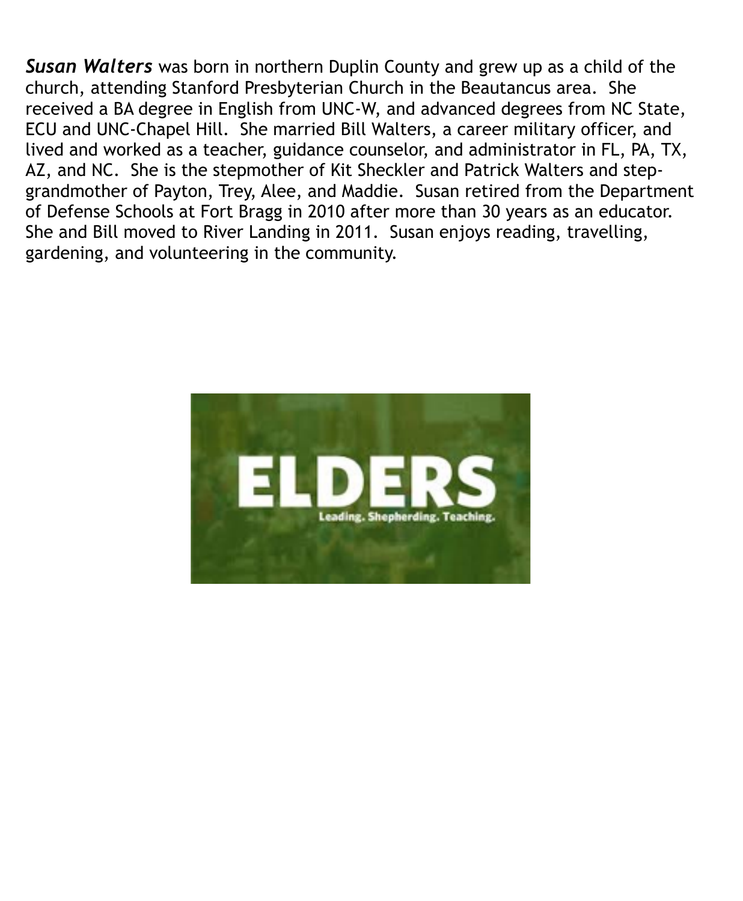***Susan Walters*** was born in northern Duplin County and grew up as a child of the church, attending Stanford Presbyterian Church in the Beautancus area. She received a BA degree in English from UNC-W, and advanced degrees from NC State, ECU and UNC-Chapel Hill. She married Bill Walters, a career military officer, and lived and worked as a teacher, guidance counselor, and administrator in FL, PA, TX, AZ, and NC. She is the stepmother of Kit Sheckler and Patrick Walters and step-grandmother of Payton, Trey, Alee, and Maddie. Susan retired from the Department of Defense Schools at Fort Bragg in 2010 after more than 30 years as an educator. She and Bill moved to River Landing in 2011. Susan enjoys reading, travelling, gardening, and volunteering in the community.

ELDERS

Leading. Shepherding. Teaching.